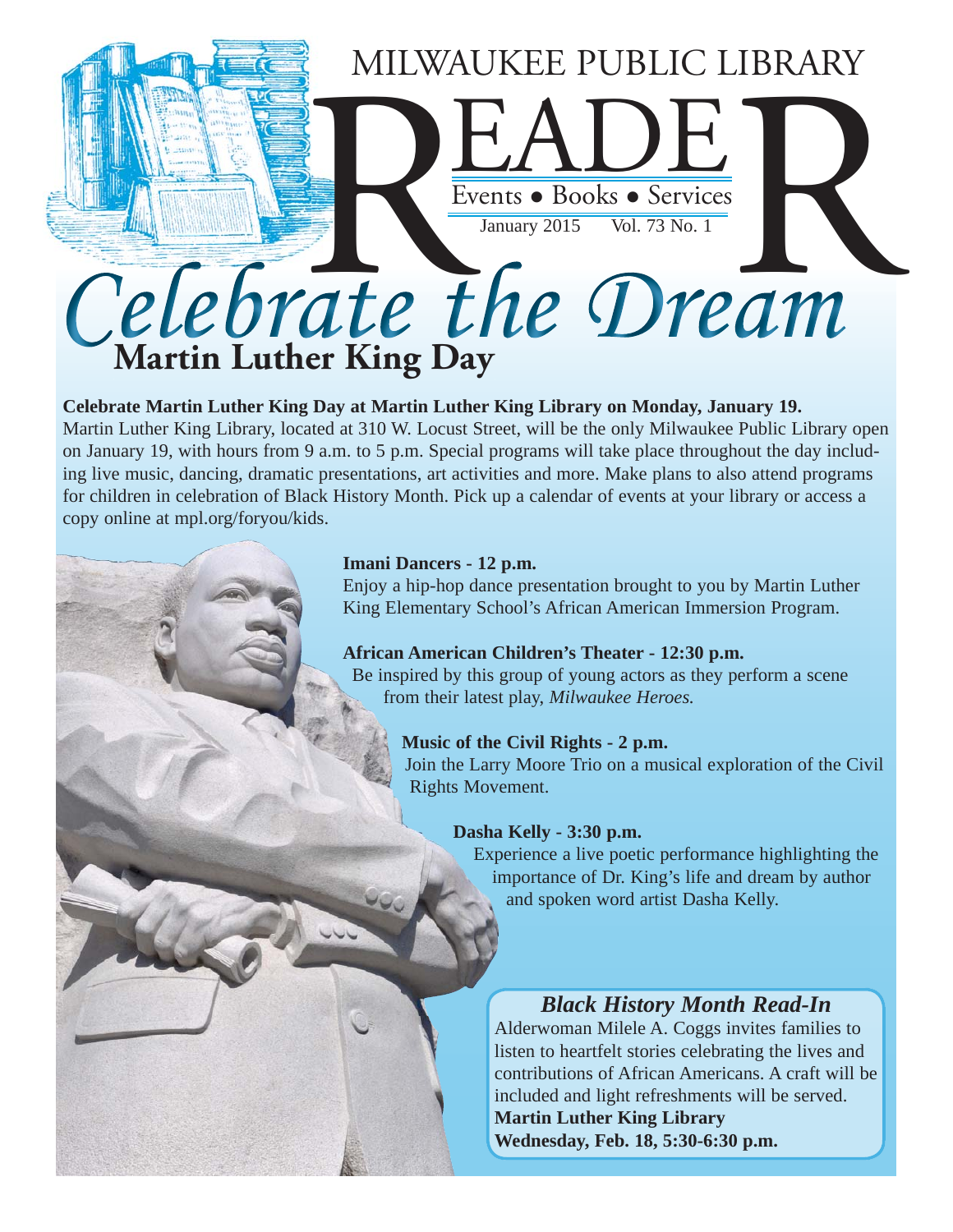# MILWAUKEE PUBLIC LIBRARY READER

Events • Books • Services

January 2015 Vol. 73 No. 1

# Celebrate the Dream

## Martin Luther King Day

**Celebrate Martin Luther King Day at Martin Luther King Library on Monday, January 19.**
Martin Luther King Library, located at 310 W. Locust Street, will be the only Milwaukee Public Library open on January 19, with hours from 9 a.m. to 5 p.m. Special programs will take place throughout the day including live music, dancing, dramatic presentations, art activities and more. Make plans to also attend programs for children in celebration of Black History Month. Pick up a calendar of events at your library or access a copy online at mpl.org/foryou/kids.

**Imani Dancers - 12 p.m.**
Enjoy a hip-hop dance presentation brought to you by Martin Luther King Elementary School's African American Immersion Program.

**African American Children's Theater - 12:30 p.m.**
Be inspired by this group of young actors as they perform a scene from their latest play, *Milwaukee Heroes.*

**Music of the Civil Rights - 2 p.m.**
Join the Larry Moore Trio on a musical exploration of the Civil Rights Movement.

**Dasha Kelly - 3:30 p.m.**
Experience a live poetic performance highlighting the importance of Dr. King's life and dream by author and spoken word artist Dasha Kelly.

### *Black History Month Read-In*

Alderwoman Milele A. Coggs invites families to listen to heartfelt stories celebrating the lives and contributions of African Americans. A craft will be included and light refreshments will be served.
**Martin Luther King Library**
**Wednesday, Feb. 18, 5:30-6:30 p.m.**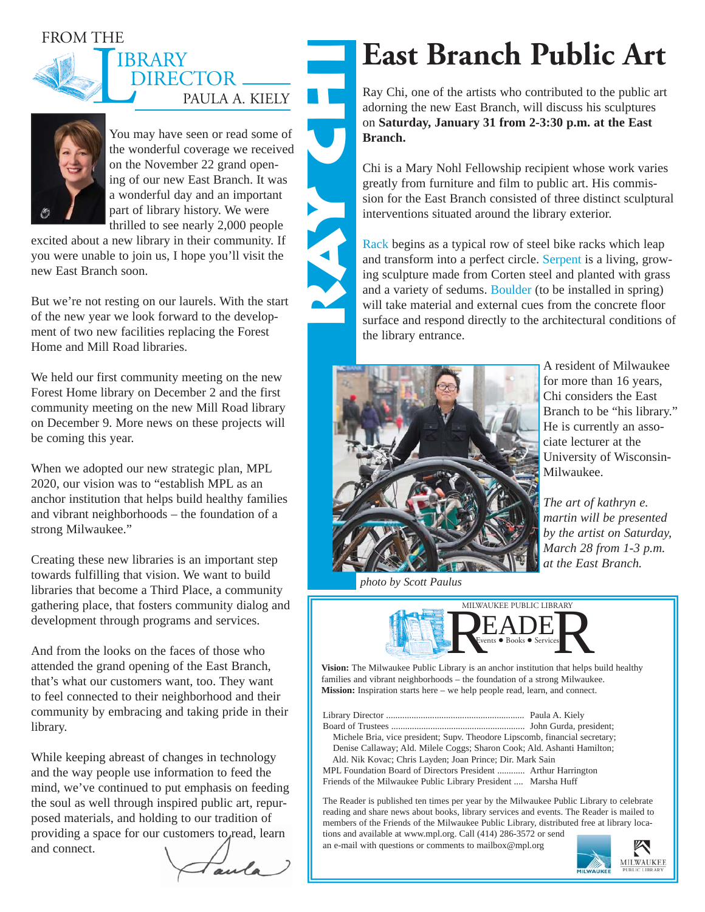## FROM THE LIBRARY DIRECTOR

PAULA A. KIELY

You may have seen or read some of the wonderful coverage we received on the November 22 grand opening of our new East Branch. It was a wonderful day and an important part of library history. We were thrilled to see nearly 2,000 people excited about a new library in their community. If you were unable to join us, I hope you'll visit the new East Branch soon.

But we're not resting on our laurels. With the start of the new year we look forward to the development of two new facilities replacing the Forest Home and Mill Road libraries.

We held our first community meeting on the new Forest Home library on December 2 and the first community meeting on the new Mill Road library on December 9. More news on these projects will be coming this year.

When we adopted our new strategic plan, MPL 2020, our vision was to "establish MPL as an anchor institution that helps build healthy families and vibrant neighborhoods – the foundation of a strong Milwaukee."

Creating these new libraries is an important step towards fulfilling that vision. We want to build libraries that become a Third Place, a community gathering place, that fosters community dialog and development through programs and services.

And from the looks on the faces of those who attended the grand opening of the East Branch, that's what our customers want, too. They want to feel connected to their neighborhood and their community by embracing and taking pride in their library.

While keeping abreast of changes in technology and the way people use information to feed the mind, we've continued to put emphasis on feeding the soul as well through inspired public art, repurposed materials, and holding to our tradition of providing a space for our customers to read, learn and connect.

Paula

# East Branch Public Art

**RAY CHI**

Ray Chi, one of the artists who contributed to the public art adorning the new East Branch, will discuss his sculptures on **Saturday, January 31 from 2-3:30 p.m. at the East Branch.**

Chi is a Mary Nohl Fellowship recipient whose work varies greatly from furniture and film to public art. His commission for the East Branch consisted of three distinct sculptural interventions situated around the library exterior.

Rack begins as a typical row of steel bike racks which leap and transform into a perfect circle. Serpent is a living, growing sculpture made from Corten steel and planted with grass and a variety of sedums. Boulder (to be installed in spring) will take material and external cues from the concrete floor surface and respond directly to the architectural conditions of the library entrance.

A resident of Milwaukee for more than 16 years, Chi considers the East Branch to be "his library." He is currently an associate lecturer at the University of Wisconsin-Milwaukee.

*The art of kathryn e. martin will be presented by the artist on Saturday, March 28 from 1-3 p.m. at the East Branch.*

*photo by Scott Paulus*

---

MILWAUKEE PUBLIC LIBRARY

**READER**

Events • Books • Services

**Vision:** The Milwaukee Public Library is an anchor institution that helps build healthy families and vibrant neighborhoods – the foundation of a strong Milwaukee.
**Mission:** Inspiration starts here – we help people read, learn, and connect.

Library Director .......... Paula A. Kiely
Board of Trustees .......... John Gurda, president;
Michele Bria, vice president; Supv. Theodore Lipscomb, financial secretary; Denise Callaway; Ald. Milele Coggs; Sharon Cook; Ald. Ashanti Hamilton; Ald. Nik Kovac; Chris Layden; Joan Prince; Dir. Mark Sain
MPL Foundation Board of Directors President .......... Arthur Harrington
Friends of the Milwaukee Public Library President .... Marsha Huff

The Reader is published ten times per year by the Milwaukee Public Library to celebrate reading and share news about books, library services and events. The Reader is mailed to members of the Friends of the Milwaukee Public Library, distributed free at library locations and available at www.mpl.org. Call (414) 286-3572 or send an e-mail with questions or comments to mailbox@mpl.org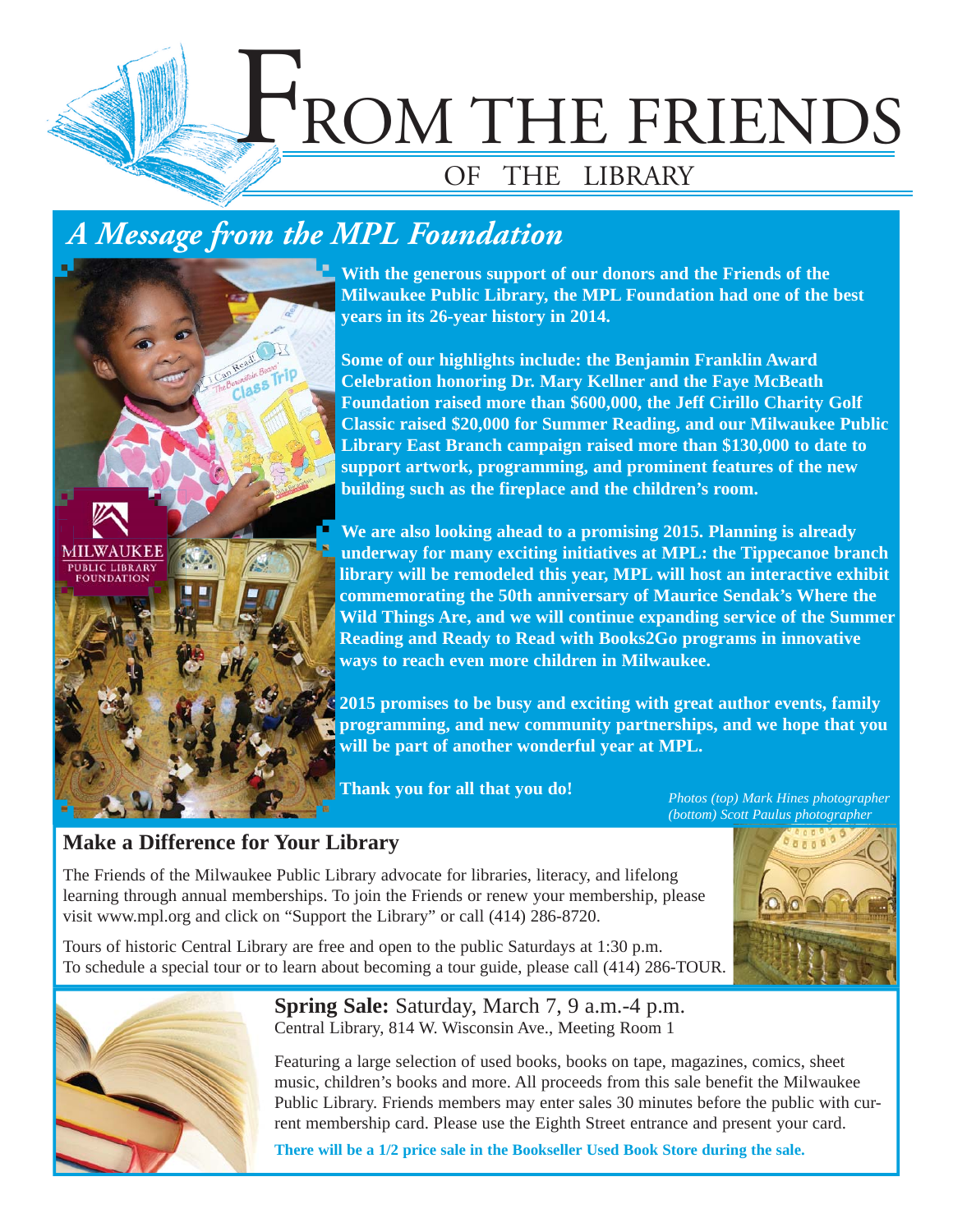# From the Friends of the Library

## *A Message from the MPL Foundation*

**With the generous support of our donors and the Friends of the Milwaukee Public Library, the MPL Foundation had one of the best years in its 26-year history in 2014.**

**Some of our highlights include: the Benjamin Franklin Award Celebration honoring Dr. Mary Kellner and the Faye McBeath Foundation raised more than $600,000, the Jeff Cirillo Charity Golf Classic raised $20,000 for Summer Reading, and our Milwaukee Public Library East Branch campaign raised more than $130,000 to date to support artwork, programming, and prominent features of the new building such as the fireplace and the children's room.**

**We are also looking ahead to a promising 2015. Planning is already underway for many exciting initiatives at MPL: the Tippecanoe branch library will be remodeled this year, MPL will host an interactive exhibit commemorating the 50th anniversary of Maurice Sendak's Where the Wild Things Are, and we will continue expanding service of the Summer Reading and Ready to Read with Books2Go programs in innovative ways to reach even more children in Milwaukee.**

**2015 promises to be busy and exciting with great author events, family programming, and new community partnerships, and we hope that you will be part of another wonderful year at MPL.**

**Thank you for all that you do!**

*Photos (top) Mark Hines photographer (bottom) Scott Paulus photographer*

### Make a Difference for Your Library

The Friends of the Milwaukee Public Library advocate for libraries, literacy, and lifelong learning through annual memberships. To join the Friends or renew your membership, please visit www.mpl.org and click on "Support the Library" or call (414) 286-8720.

Tours of historic Central Library are free and open to the public Saturdays at 1:30 p.m. To schedule a special tour or to learn about becoming a tour guide, please call (414) 286-TOUR.

**Spring Sale:** Saturday, March 7, 9 a.m.-4 p.m.
Central Library, 814 W. Wisconsin Ave., Meeting Room 1

Featuring a large selection of used books, books on tape, magazines, comics, sheet music, children's books and more. All proceeds from this sale benefit the Milwaukee Public Library. Friends members may enter sales 30 minutes before the public with current membership card. Please use the Eighth Street entrance and present your card.

**There will be a 1/2 price sale in the Bookseller Used Book Store during the sale.**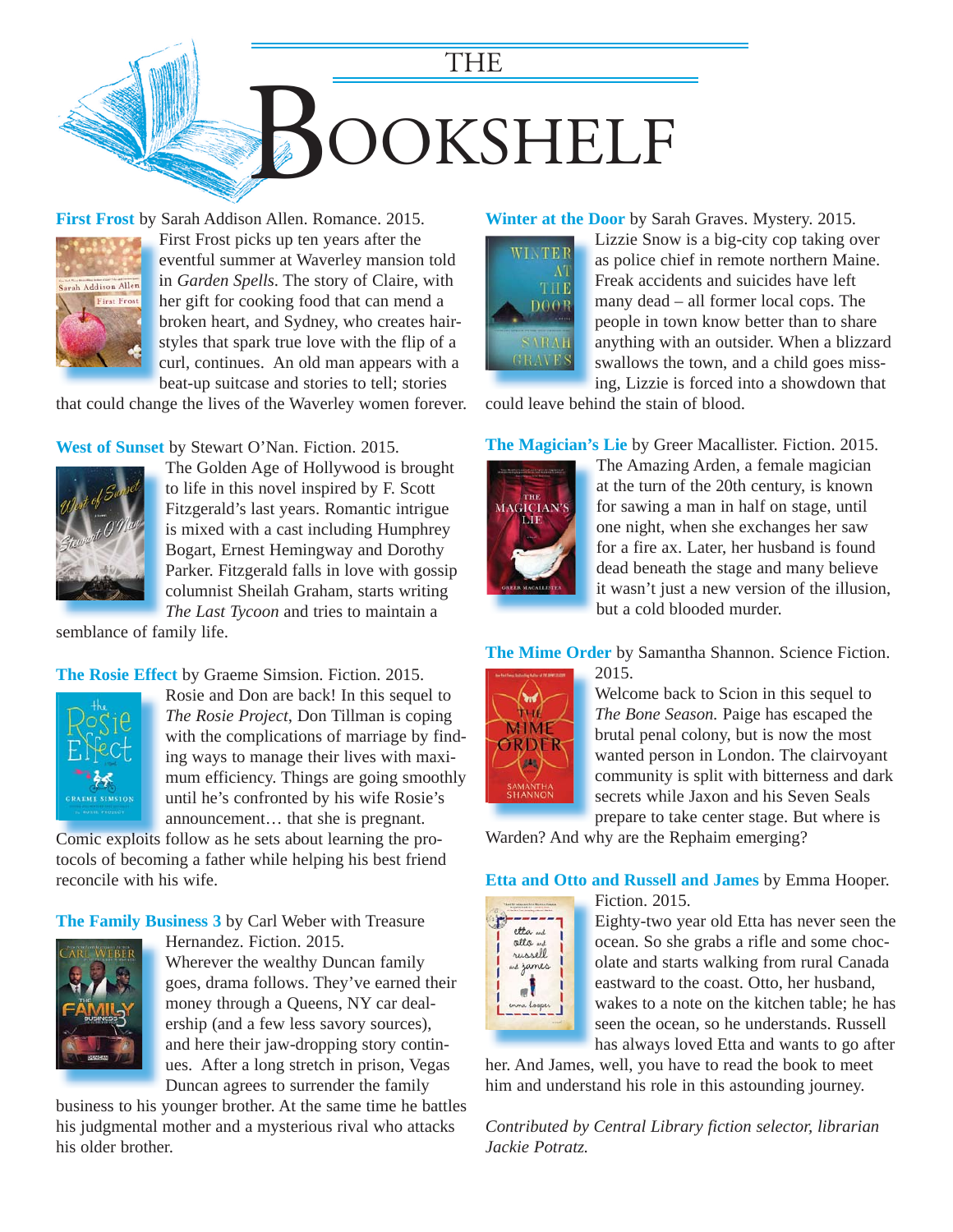# THE BOOKSHELF

**First Frost** by Sarah Addison Allen. Romance. 2015.
First Frost picks up ten years after the eventful summer at Waverley mansion told in *Garden Spells*. The story of Claire, with her gift for cooking food that can mend a broken heart, and Sydney, who creates hairstyles that spark true love with the flip of a curl, continues. An old man appears with a beat-up suitcase and stories to tell; stories that could change the lives of the Waverley women forever.

**West of Sunset** by Stewart O'Nan. Fiction. 2015.
The Golden Age of Hollywood is brought to life in this novel inspired by F. Scott Fitzgerald's last years. Romantic intrigue is mixed with a cast including Humphrey Bogart, Ernest Hemingway and Dorothy Parker. Fitzgerald falls in love with gossip columnist Sheilah Graham, starts writing *The Last Tycoon* and tries to maintain a semblance of family life.

**The Rosie Effect** by Graeme Simsion. Fiction. 2015.
Rosie and Don are back! In this sequel to *The Rosie Project*, Don Tillman is coping with the complications of marriage by finding ways to manage their lives with maximum efficiency. Things are going smoothly until he's confronted by his wife Rosie's announcement… that she is pregnant. Comic exploits follow as he sets about learning the protocols of becoming a father while helping his best friend reconcile with his wife.

**The Family Business 3** by Carl Weber with Treasure Hernandez. Fiction. 2015.
Wherever the wealthy Duncan family goes, drama follows. They've earned their money through a Queens, NY car dealership (and a few less savory sources), and here their jaw-dropping story continues. After a long stretch in prison, Vegas Duncan agrees to surrender the family business to his younger brother. At the same time he battles his judgmental mother and a mysterious rival who attacks his older brother.

**Winter at the Door** by Sarah Graves. Mystery. 2015.
Lizzie Snow is a big-city cop taking over as police chief in remote northern Maine. Freak accidents and suicides have left many dead – all former local cops. The people in town know better than to share anything with an outsider. When a blizzard swallows the town, and a child goes missing, Lizzie is forced into a showdown that could leave behind the stain of blood.

**The Magician's Lie** by Greer Macallister. Fiction. 2015.
The Amazing Arden, a female magician at the turn of the 20th century, is known for sawing a man in half on stage, until one night, when she exchanges her saw for a fire ax. Later, her husband is found dead beneath the stage and many believe it wasn't just a new version of the illusion, but a cold blooded murder.

**The Mime Order** by Samantha Shannon. Science Fiction. 2015.
Welcome back to Scion in this sequel to *The Bone Season*. Paige has escaped the brutal penal colony, but is now the most wanted person in London. The clairvoyant community is split with bitterness and dark secrets while Jaxon and his Seven Seals prepare to take center stage. But where is Warden? And why are the Rephaim emerging?

**Etta and Otto and Russell and James** by Emma Hooper. Fiction. 2015.
Eighty-two year old Etta has never seen the ocean. So she grabs a rifle and some chocolate and starts walking from rural Canada eastward to the coast. Otto, her husband, wakes to a note on the kitchen table; he has seen the ocean, so he understands. Russell has always loved Etta and wants to go after her. And James, well, you have to read the book to meet him and understand his role in this astounding journey.

*Contributed by Central Library fiction selector, librarian Jackie Potratz.*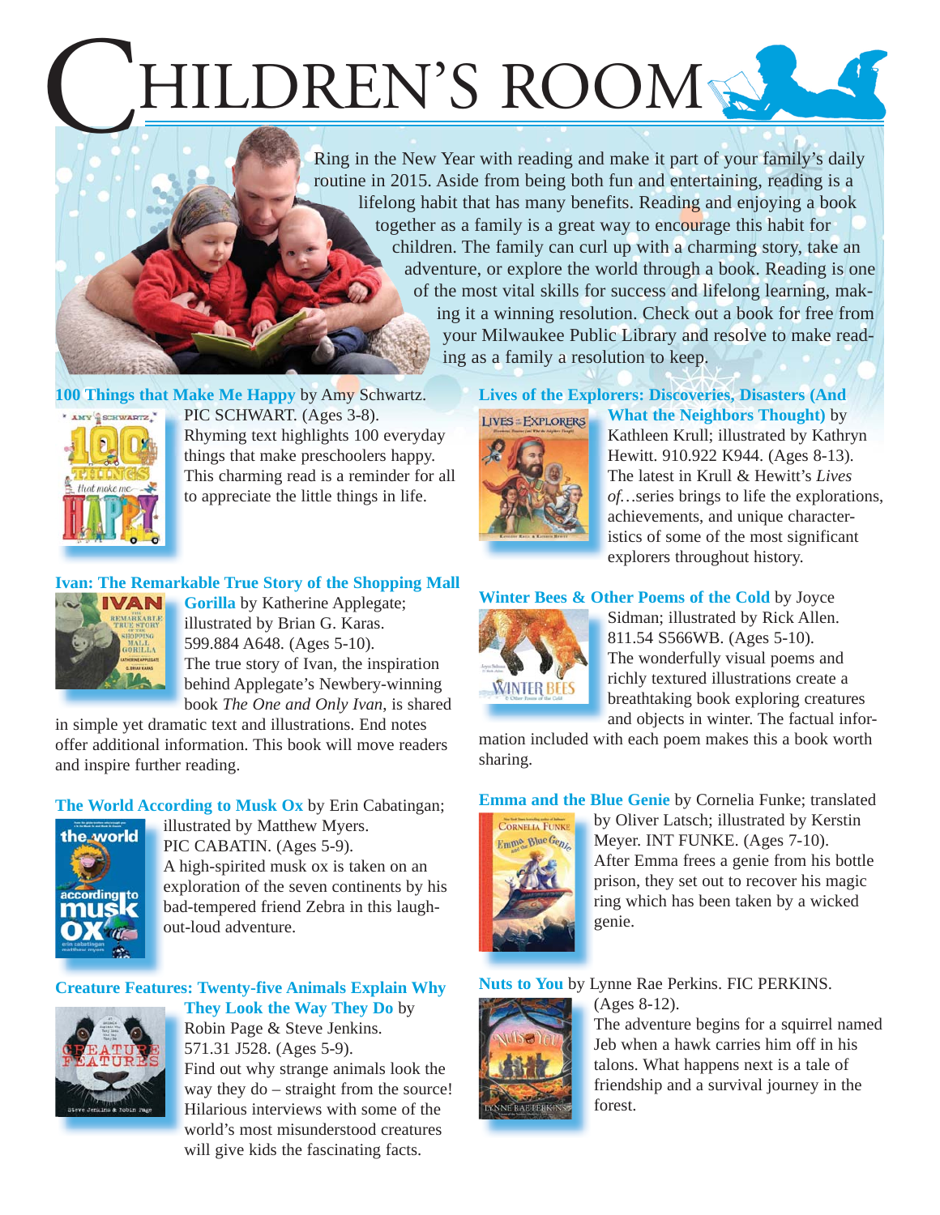# CHILDREN'S ROOM

Ring in the New Year with reading and make it part of your family's daily routine in 2015. Aside from being both fun and entertaining, reading is a lifelong habit that has many benefits. Reading and enjoying a book together as a family is a great way to encourage this habit for children. The family can curl up with a charming story, take an adventure, or explore the world through a book. Reading is one of the most vital skills for success and lifelong learning, making it a winning resolution. Check out a book for free from your Milwaukee Public Library and resolve to make reading as a family a resolution to keep.

**100 Things that Make Me Happy** by Amy Schwartz. PIC SCHWART. (Ages 3-8). Rhyming text highlights 100 everyday things that make preschoolers happy. This charming read is a reminder for all to appreciate the little things in life.

**Ivan: The Remarkable True Story of the Shopping Mall Gorilla** by Katherine Applegate; illustrated by Brian G. Karas. 599.884 A648. (Ages 5-10). The true story of Ivan, the inspiration behind Applegate's Newbery-winning book *The One and Only Ivan*, is shared in simple yet dramatic text and illustrations. End notes offer additional information. This book will move readers and inspire further reading.

**The World According to Musk Ox** by Erin Cabatingan; illustrated by Matthew Myers. PIC CABATIN. (Ages 5-9). A high-spirited musk ox is taken on an exploration of the seven continents by his bad-tempered friend Zebra in this laugh-out-loud adventure.

**Creature Features: Twenty-five Animals Explain Why They Look the Way They Do** by Robin Page & Steve Jenkins. 571.31 J528. (Ages 5-9). Find out why strange animals look the way they do – straight from the source! Hilarious interviews with some of the world's most misunderstood creatures will give kids the fascinating facts.

**Lives of the Explorers: Discoveries, Disasters (And What the Neighbors Thought)** by Kathleen Krull; illustrated by Kathryn Hewitt. 910.922 K944. (Ages 8-13). The latest in Krull & Hewitt's *Lives of…*series brings to life the explorations, achievements, and unique characteristics of some of the most significant explorers throughout history.

**Winter Bees & Other Poems of the Cold** by Joyce Sidman; illustrated by Rick Allen. 811.54 S566WB. (Ages 5-10). The wonderfully visual poems and richly textured illustrations create a breathtaking book exploring creatures and objects in winter. The factual information included with each poem makes this a book worth sharing.

**Emma and the Blue Genie** by Cornelia Funke; translated by Oliver Latsch; illustrated by Kerstin Meyer. INT FUNKE. (Ages 7-10). After Emma frees a genie from his bottle prison, they set out to recover his magic ring which has been taken by a wicked genie.

**Nuts to You** by Lynne Rae Perkins. FIC PERKINS. (Ages 8-12). The adventure begins for a squirrel named Jeb when a hawk carries him off in his talons. What happens next is a tale of friendship and a survival journey in the forest.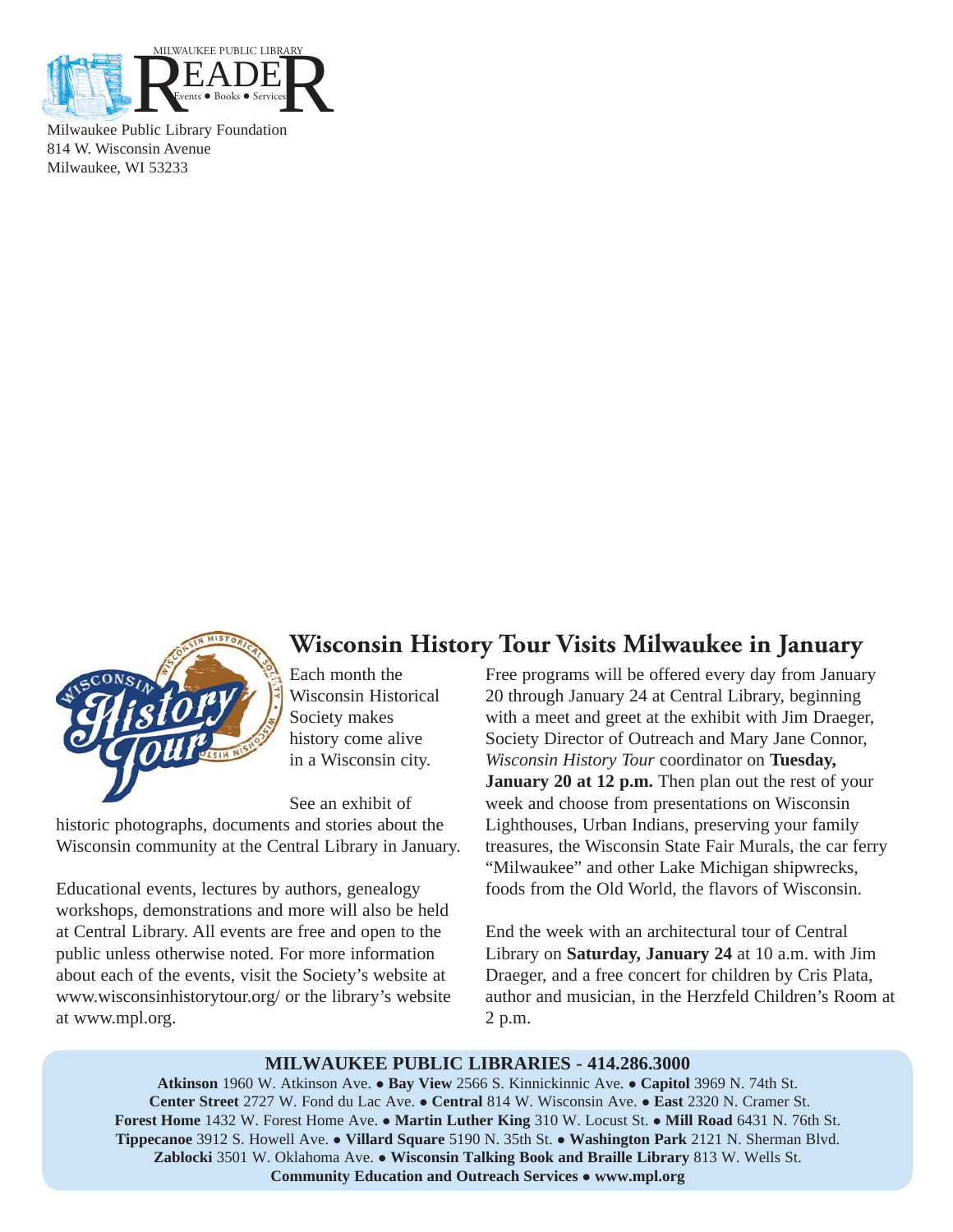MILWAUKEE PUBLIC LIBRARY

READER

Events ● Books ● Services

Milwaukee Public Library Foundation
814 W. Wisconsin Avenue
Milwaukee, WI 53233

## Wisconsin History Tour Visits Milwaukee in January

Each month the Wisconsin Historical Society makes history come alive in a Wisconsin city.

See an exhibit of historic photographs, documents and stories about the Wisconsin community at the Central Library in January.

Educational events, lectures by authors, genealogy workshops, demonstrations and more will also be held at Central Library. All events are free and open to the public unless otherwise noted. For more information about each of the events, visit the Society's website at www.wisconsinhistorytour.org/ or the library's website at www.mpl.org.

Free programs will be offered every day from January 20 through January 24 at Central Library, beginning with a meet and greet at the exhibit with Jim Draeger, Society Director of Outreach and Mary Jane Connor, *Wisconsin History Tour* coordinator on **Tuesday, January 20 at 12 p.m.** Then plan out the rest of your week and choose from presentations on Wisconsin Lighthouses, Urban Indians, preserving your family treasures, the Wisconsin State Fair Murals, the car ferry "Milwaukee" and other Lake Michigan shipwrecks, foods from the Old World, the flavors of Wisconsin.

End the week with an architectural tour of Central Library on **Saturday, January 24** at 10 a.m. with Jim Draeger, and a free concert for children by Cris Plata, author and musician, in the Herzfeld Children's Room at 2 p.m.

**MILWAUKEE PUBLIC LIBRARIES - 414.286.3000**

**Atkinson** 1960 W. Atkinson Ave. ● **Bay View** 2566 S. Kinnickinnic Ave. ● **Capitol** 3969 N. 74th St.
**Center Street** 2727 W. Fond du Lac Ave. ● **Central** 814 W. Wisconsin Ave. ● **East** 2320 N. Cramer St.
**Forest Home** 1432 W. Forest Home Ave. ● **Martin Luther King** 310 W. Locust St. ● **Mill Road** 6431 N. 76th St.
**Tippecanoe** 3912 S. Howell Ave. ● **Villard Square** 5190 N. 35th St. ● **Washington Park** 2121 N. Sherman Blvd.
**Zablocki** 3501 W. Oklahoma Ave. ● **Wisconsin Talking Book and Braille Library** 813 W. Wells St.
**Community Education and Outreach Services ● www.mpl.org**